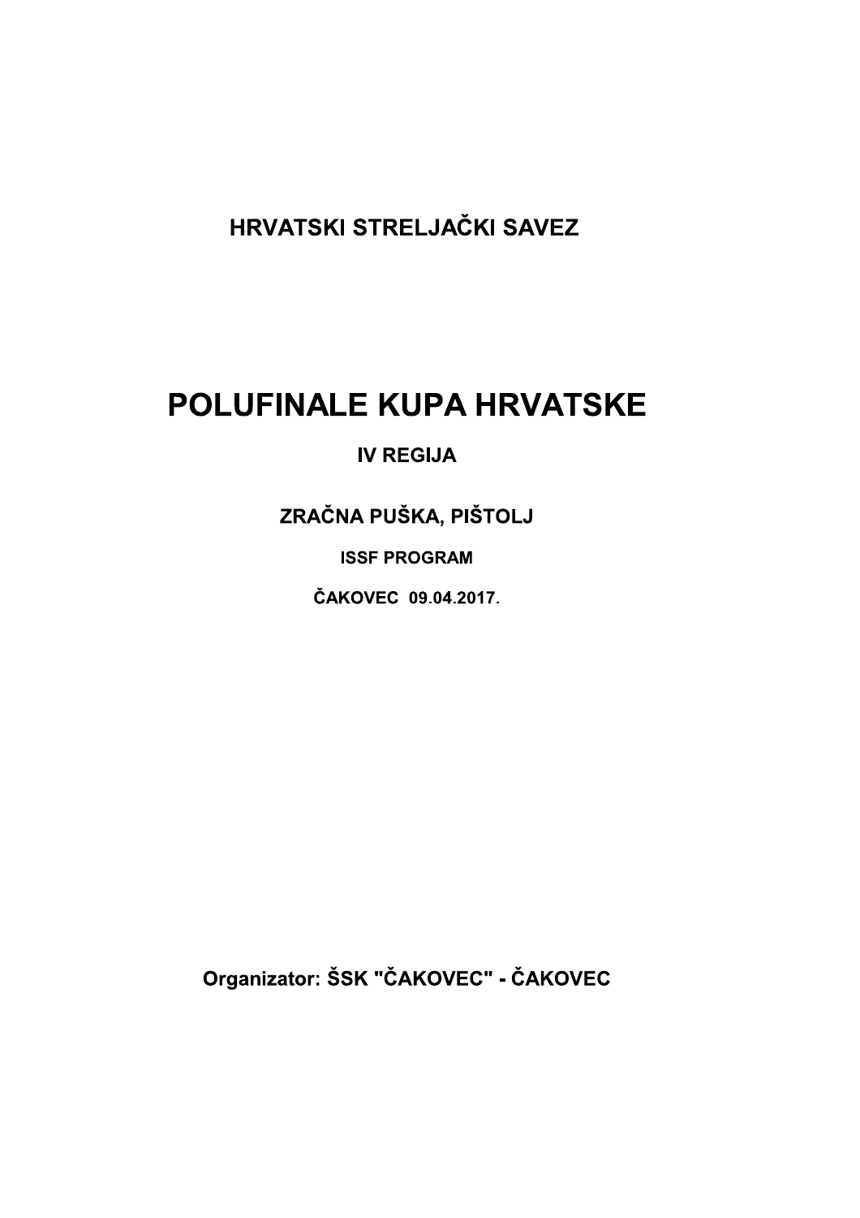## HRVATSKI STRELJAČKI SAVEZ

# POLUFINALE KUPA HRVATSKE

**IV REGIJA**

**ZRAČNA PUŠKA, PIŠTOLJ**

**ISSF PROGRAM**

**ČAKOVEC 09.04.2017.**

**Organizator: ŠSK "ČAKOVEC" - ČAKOVEC**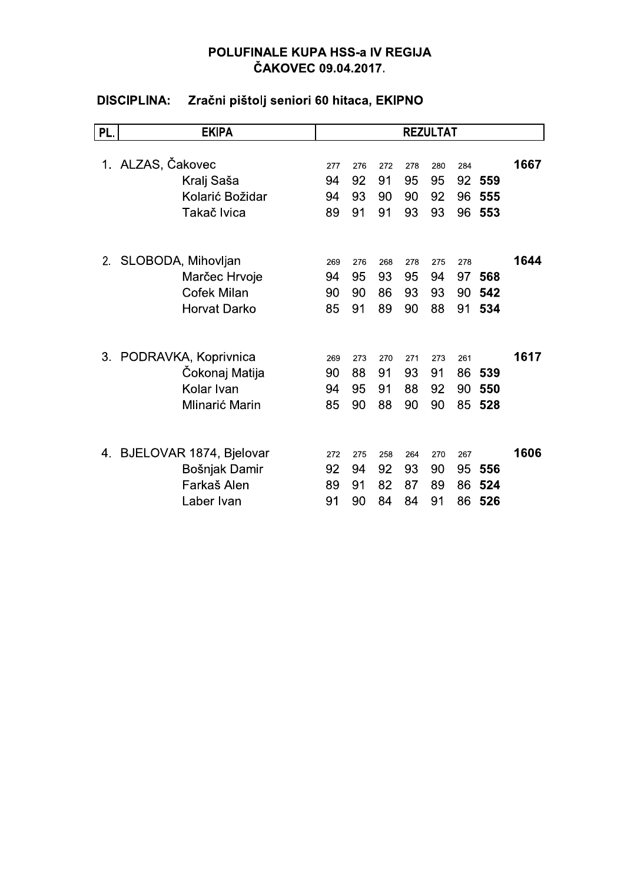**POLUFINALE KUPA HSS-a IV REGIJA**
**ČAKOVEC 09.04.2017.**

**DISCIPLINA: Zračni pištolj seniori 60 hitaca, EKIPNO**

| PL. | EKIPA | REZULTAT | | | | | | | |
|---|---|---|---|---|---|---|---|---|---|
| 1. | ALZAS, Čakovec | 277 | 276 | 272 | 278 | 280 | 284 | | **1667** |
| | Kralj Saša | 94 | 92 | 91 | 95 | 95 | 92 | **559** | |
| | Kolarić Božidar | 94 | 93 | 90 | 90 | 92 | 96 | **555** | |
| | Takač Ivica | 89 | 91 | 91 | 93 | 93 | 96 | **553** | |
| 2. | SLOBODA, Mihovljan | 269 | 276 | 268 | 278 | 275 | 278 | | **1644** |
| | Marčec Hrvoje | 94 | 95 | 93 | 95 | 94 | 97 | **568** | |
| | Cofek Milan | 90 | 90 | 86 | 93 | 93 | 90 | **542** | |
| | Horvat Darko | 85 | 91 | 89 | 90 | 88 | 91 | **534** | |
| 3. | PODRAVKA, Koprivnica | 269 | 273 | 270 | 271 | 273 | 261 | | **1617** |
| | Čokonaj Matija | 90 | 88 | 91 | 93 | 91 | 86 | **539** | |
| | Kolar Ivan | 94 | 95 | 91 | 88 | 92 | 90 | **550** | |
| | Mlinarić Marin | 85 | 90 | 88 | 90 | 90 | 85 | **528** | |
| 4. | BJELOVAR 1874, Bjelovar | 272 | 275 | 258 | 264 | 270 | 267 | | **1606** |
| | Bošnjak Damir | 92 | 94 | 92 | 93 | 90 | 95 | **556** | |
| | Farkaš Alen | 89 | 91 | 82 | 87 | 89 | 86 | **524** | |
| | Laber Ivan | 91 | 90 | 84 | 84 | 91 | 86 | **526** | |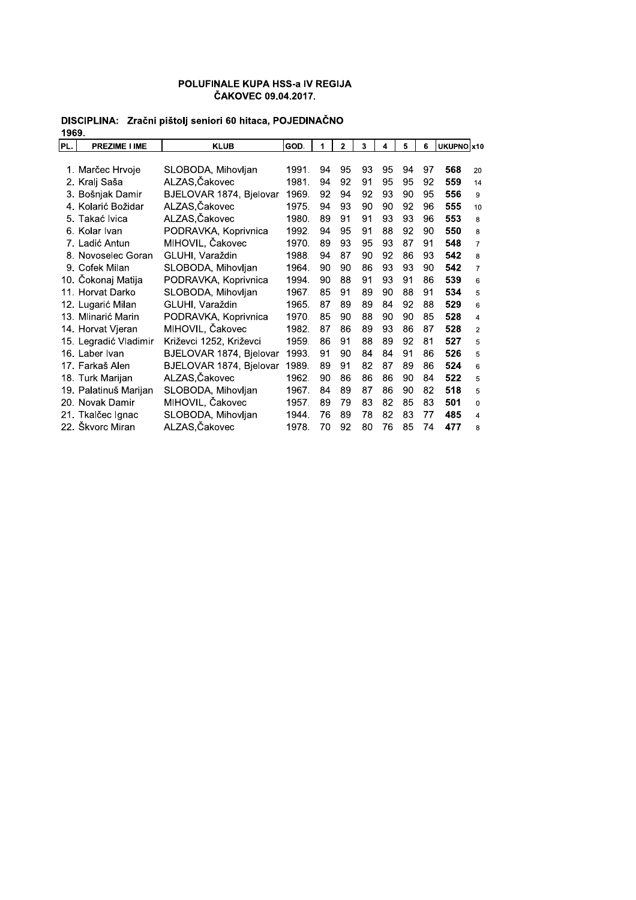### POLUFINALE KUPA HSS-a IV REGIJA
### ČAKOVEC 09.04.2017.

**DISCIPLINA: Zračni pištolj seniori 60 hitaca, POJEDINAČNO**

1969.

| PL. | PREZIME I IME | KLUB | GOD. | 1 | 2 | 3 | 4 | 5 | 6 | UKUPNO | x10 |
|---|---|---|---|---|---|---|---|---|---|---|---|
| 1. | Marčec Hrvoje | SLOBODA, Mihovljan | 1991. | 94 | 95 | 93 | 95 | 94 | 97 | **568** | 20 |
| 2. | Kralj Saša | ALZAS,Čakovec | 1981. | 94 | 92 | 91 | 95 | 95 | 92 | **559** | 14 |
| 3. | Bošnjak Damir | BJELOVAR 1874, Bjelovar | 1969. | 92 | 94 | 92 | 93 | 90 | 95 | **556** | 9 |
| 4. | Kolarić Božidar | ALZAS,Čakovec | 1975. | 94 | 93 | 90 | 90 | 92 | 96 | **555** | 10 |
| 5. | Takać Ivica | ALZAS,Čakovec | 1980. | 89 | 91 | 91 | 93 | 93 | 96 | **553** | 8 |
| 6. | Kolar Ivan | PODRAVKA, Koprivnica | 1992. | 94 | 95 | 91 | 88 | 92 | 90 | **550** | 8 |
| 7. | Ladić Antun | MIHOVIL, Čakovec | 1970. | 89 | 93 | 95 | 93 | 87 | 91 | **548** | 7 |
| 8. | Novoselec Goran | GLUHI, Varaždin | 1988. | 94 | 87 | 90 | 92 | 86 | 93 | **542** | 8 |
| 9. | Cofek Milan | SLOBODA, Mihovljan | 1964. | 90 | 90 | 86 | 93 | 93 | 90 | **542** | 7 |
| 10. | Čokonaj Matija | PODRAVKA, Koprivnica | 1994. | 90 | 88 | 91 | 93 | 91 | 86 | **539** | 6 |
| 11. | Horvat Darko | SLOBODA, Mihovljan | 1967. | 85 | 91 | 89 | 90 | 88 | 91 | **534** | 5 |
| 12. | Lugarić Milan | GLUHI, Varaždin | 1965. | 87 | 89 | 89 | 84 | 92 | 88 | **529** | 6 |
| 13. | Mlinarić Marin | PODRAVKA, Koprivnica | 1970. | 85 | 90 | 88 | 90 | 90 | 85 | **528** | 4 |
| 14. | Horvat Vjeran | MIHOVIL, Čakovec | 1982. | 87 | 86 | 89 | 93 | 86 | 87 | **528** | 2 |
| 15. | Legradić Vladimir | Križevci 1252, Križevci | 1959. | 86 | 91 | 88 | 89 | 92 | 81 | **527** | 5 |
| 16. | Laber Ivan | BJELOVAR 1874, Bjelovar | 1993. | 91 | 90 | 84 | 84 | 91 | 86 | **526** | 5 |
| 17. | Farkaš Alen | BJELOVAR 1874, Bjelovar | 1989. | 89 | 91 | 82 | 87 | 89 | 86 | **524** | 6 |
| 18. | Turk Marijan | ALZAS,Čakovec | 1962. | 90 | 86 | 86 | 86 | 90 | 84 | **522** | 5 |
| 19. | Palatinuš Marijan | SLOBODA, Mihovljan | 1967. | 84 | 89 | 87 | 86 | 90 | 82 | **518** | 5 |
| 20. | Novak Damir | MIHOVIL, Čakovec | 1957. | 89 | 79 | 83 | 82 | 85 | 83 | **501** | 0 |
| 21. | Tkalčec Ignac | SLOBODA, Mihovljan | 1944. | 76 | 89 | 78 | 82 | 83 | 77 | **485** | 4 |
| 22. | Škvorc Miran | ALZAS,Čakovec | 1978. | 70 | 92 | 80 | 76 | 85 | 74 | **477** | 8 |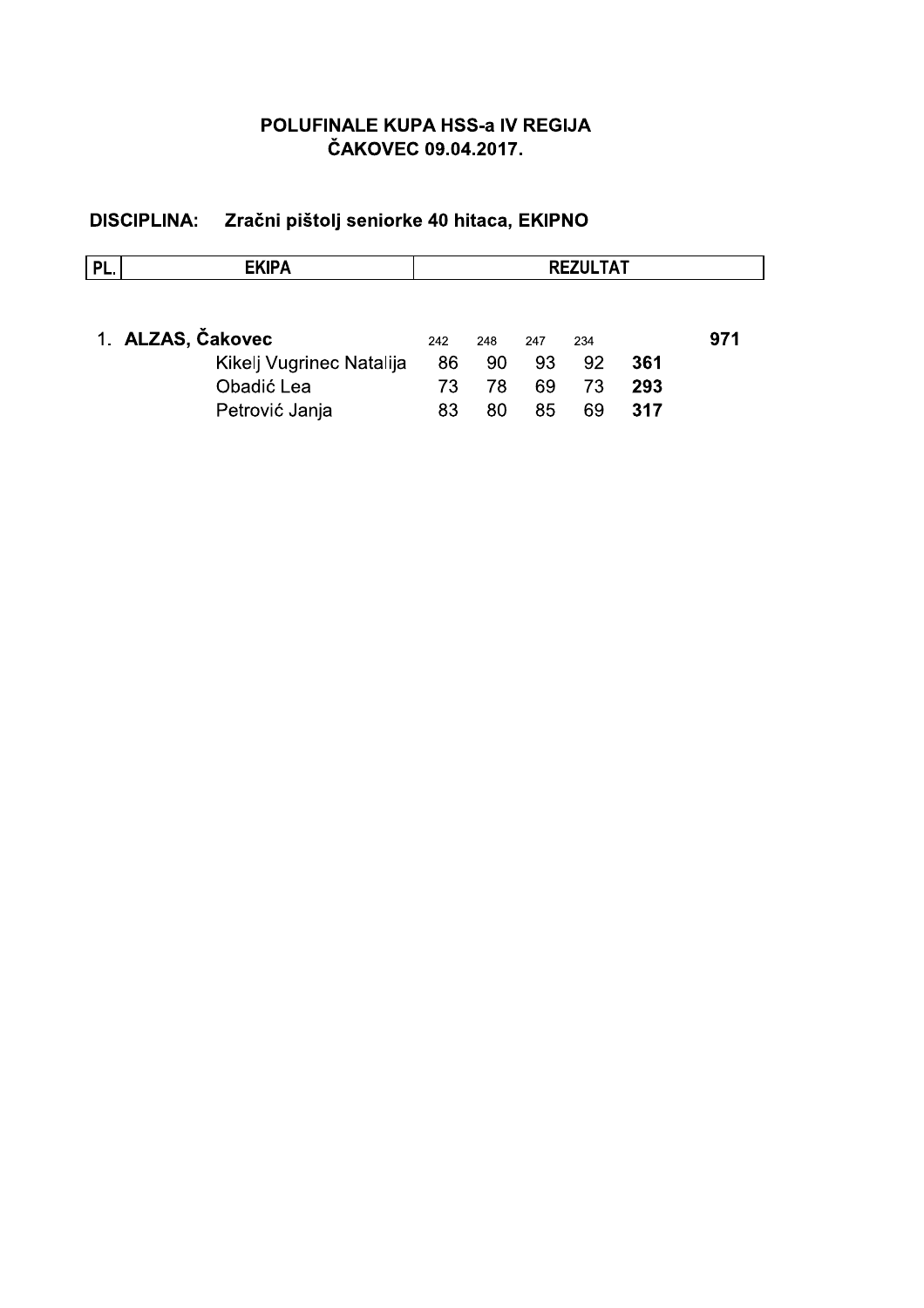**POLUFINALE KUPA HSS-a IV REGIJA**
**ČAKOVEC 09.04.2017.**

**DISCIPLINA: Zračni pištolj seniorke 40 hitaca, EKIPNO**

| PL. | EKIPA | REZULTAT | | | | | |
|---|---|---|---|---|---|---|---|
| 1. | **ALZAS, Čakovec** | 242 | 248 | 247 | 234 | | **971** |
| | Kikelj Vugrinec Natalija | 86 | 90 | 93 | 92 | **361** | |
| | Obadić Lea | 73 | 78 | 69 | 73 | **293** | |
| | Petrović Janja | 83 | 80 | 85 | 69 | **317** | |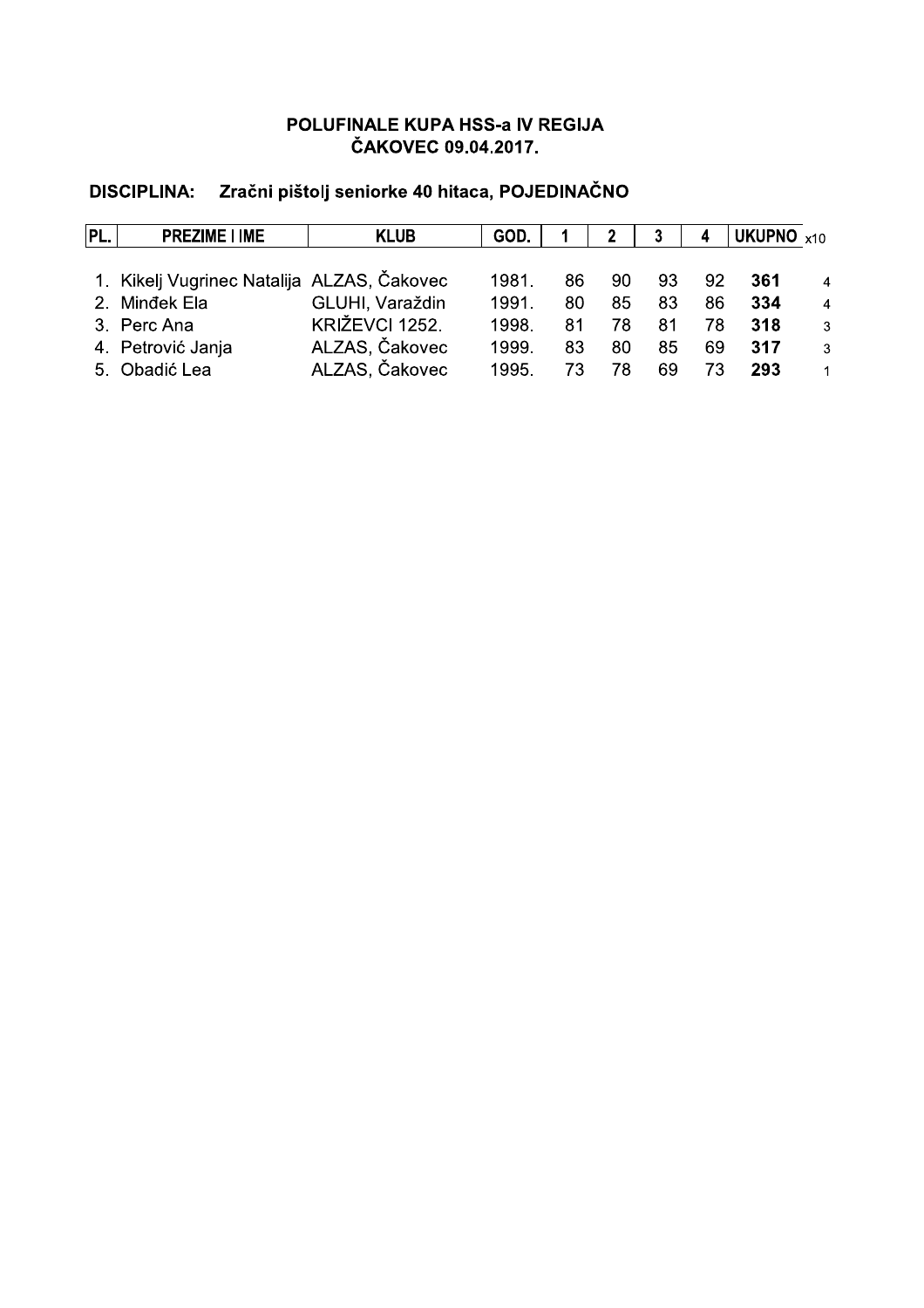**POLUFINALE KUPA HSS-a IV REGIJA**
**ČAKOVEC 09.04.2017.**

**DISCIPLINA: Zračni pištolj seniorke 40 hitaca, POJEDINAČNO**

| PL. | PREZIME I IME | KLUB | GOD. | 1 | 2 | 3 | 4 | UKUPNO | x10 |
|---|---|---|---|---|---|---|---|---|---|
| 1. | Kikelj Vugrinec Natalija | ALZAS, Čakovec | 1981. | 86 | 90 | 93 | 92 | **361** | 4 |
| 2. | Minđek Ela | GLUHI, Varaždin | 1991. | 80 | 85 | 83 | 86 | **334** | 4 |
| 3. | Perc Ana | KRIŽEVCI 1252. | 1998. | 81 | 78 | 81 | 78 | **318** | 3 |
| 4. | Petrović Janja | ALZAS, Čakovec | 1999. | 83 | 80 | 85 | 69 | **317** | 3 |
| 5. | Obadić Lea | ALZAS, Čakovec | 1995. | 73 | 78 | 69 | 73 | **293** | 1 |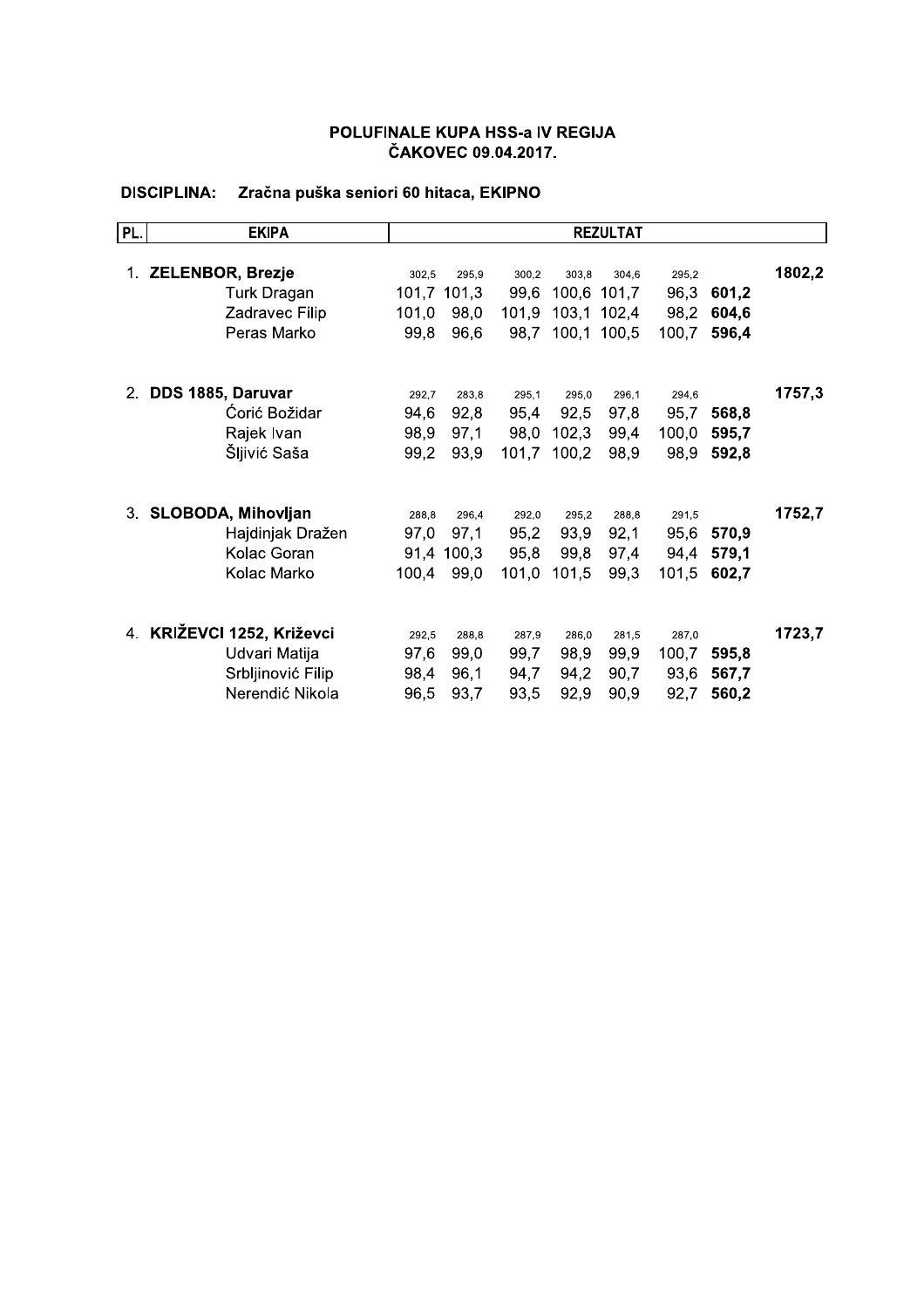### POLUFINALE KUPA HSS-a IV REGIJA
### ČAKOVEC 09.04.2017.

**DISCIPLINA: Zračna puška seniori 60 hitaca, EKIPNO**

| PL. | EKIPA | REZULTAT | | | | | | | |
|---|---|---|---|---|---|---|---|---|---|
| 1. | **ZELENBOR, Brezje** | 302,5 | 295,9 | 300,2 | 303,8 | 304,6 | 295,2 | | **1802,2** |
| | Turk Dragan | 101,7 | 101,3 | 99,6 | 100,6 | 101,7 | 96,3 | **601,2** | |
| | Zadravec Filip | 101,0 | 98,0 | 101,9 | 103,1 | 102,4 | 98,2 | **604,6** | |
| | Peras Marko | 99,8 | 96,6 | 98,7 | 100,1 | 100,5 | 100,7 | **596,4** | |
| 2. | **DDS 1885, Daruvar** | 292,7 | 283,8 | 295,1 | 295,0 | 296,1 | 294,6 | | **1757,3** |
| | Ćorić Božidar | 94,6 | 92,8 | 95,4 | 92,5 | 97,8 | 95,7 | **568,8** | |
| | Rajek Ivan | 98,9 | 97,1 | 98,0 | 102,3 | 99,4 | 100,0 | **595,7** | |
| | Šljivić Saša | 99,2 | 93,9 | 101,7 | 100,2 | 98,9 | 98,9 | **592,8** | |
| 3. | **SLOBODA, Mihovljan** | 288,8 | 296,4 | 292,0 | 295,2 | 288,8 | 291,5 | | **1752,7** |
| | Hajdinjak Dražen | 97,0 | 97,1 | 95,2 | 93,9 | 92,1 | 95,6 | **570,9** | |
| | Kolac Goran | 91,4 | 100,3 | 95,8 | 99,8 | 97,4 | 94,4 | **579,1** | |
| | Kolac Marko | 100,4 | 99,0 | 101,0 | 101,5 | 99,3 | 101,5 | **602,7** | |
| 4. | **KRIŽEVCI 1252, Križevci** | 292,5 | 288,8 | 287,9 | 286,0 | 281,5 | 287,0 | | **1723,7** |
| | Udvari Matija | 97,6 | 99,0 | 99,7 | 98,9 | 99,9 | 100,7 | **595,8** | |
| | Srbljinović Filip | 98,4 | 96,1 | 94,7 | 94,2 | 90,7 | 93,6 | **567,7** | |
| | Nerendić Nikola | 96,5 | 93,7 | 93,5 | 92,9 | 90,9 | 92,7 | **560,2** | |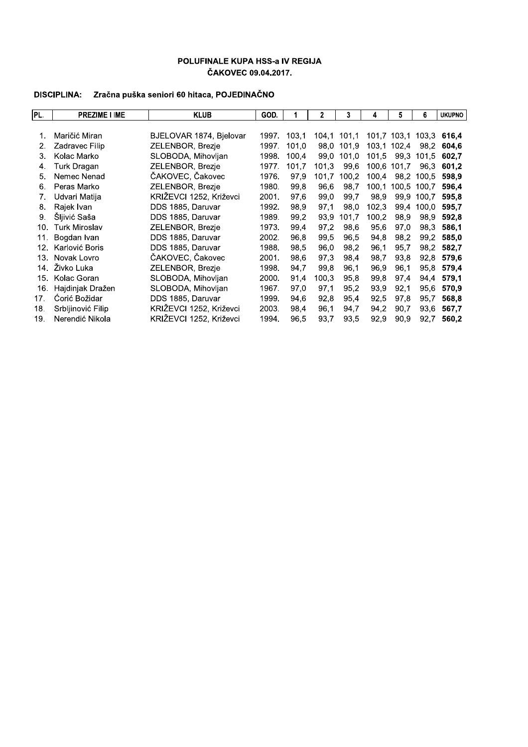## POLUFINALE KUPA HSS-a IV REGIJA
## ČAKOVEC 09.04.2017.

**DISCIPLINA:** **Zračna puška seniori 60 hitaca, POJEDINAČNO**

| PL. | PREZIME I IME | KLUB | GOD. | 1 | 2 | 3 | 4 | 5 | 6 | UKUPNO |
|---|---|---|---|---|---|---|---|---|---|---|
| 1. | Maričić Miran | BJELOVAR 1874, Bjelovar | 1997. | 103,1 | 104,1 | 101,1 | 101,7 | 103,1 | 103,3 | **616,4** |
| 2. | Zadravec Filip | ZELENBOR, Brezje | 1997. | 101,0 | 98,0 | 101,9 | 103,1 | 102,4 | 98,2 | **604,6** |
| 3. | Kolac Marko | SLOBODA, Mihovljan | 1998. | 100,4 | 99,0 | 101,0 | 101,5 | 99,3 | 101,5 | **602,7** |
| 4. | Turk Dragan | ZELENBOR, Brezje | 1977. | 101,7 | 101,3 | 99,6 | 100,6 | 101,7 | 96,3 | **601,2** |
| 5. | Nemec Nenad | ČAKOVEC, Čakovec | 1976. | 97,9 | 101,7 | 100,2 | 100,4 | 98,2 | 100,5 | **598,9** |
| 6. | Peras Marko | ZELENBOR, Brezje | 1980. | 99,8 | 96,6 | 98,7 | 100,1 | 100,5 | 100,7 | **596,4** |
| 7. | Udvari Matija | KRIŽEVCI 1252, Križevci | 2001. | 97,6 | 99,0 | 99,7 | 98,9 | 99,9 | 100,7 | **595,8** |
| 8. | Rajek Ivan | DDS 1885, Daruvar | 1992. | 98,9 | 97,1 | 98,0 | 102,3 | 99,4 | 100,0 | **595,7** |
| 9. | Šljivić Saša | DDS 1885, Daruvar | 1989. | 99,2 | 93,9 | 101,7 | 100,2 | 98,9 | 98,9 | **592,8** |
| 10. | Turk Miroslav | ZELENBOR, Brezje | 1973. | 99,4 | 97,2 | 98,6 | 95,6 | 97,0 | 98,3 | **586,1** |
| 11. | Bogdan Ivan | DDS 1885, Daruvar | 2002. | 96,8 | 99,5 | 96,5 | 94,8 | 98,2 | 99,2 | **585,0** |
| 12. | Karlović Boris | DDS 1885, Daruvar | 1988. | 98,5 | 96,0 | 98,2 | 96,1 | 95,7 | 98,2 | **582,7** |
| 13. | Novak Lovro | ČAKOVEC, Čakovec | 2001. | 98,6 | 97,3 | 98,4 | 98,7 | 93,8 | 92,8 | **579,6** |
| 14. | Živko Luka | ZELENBOR, Brezje | 1998. | 94,7 | 99,8 | 96,1 | 96,9 | 96,1 | 95,8 | **579,4** |
| 15. | Kolac Goran | SLOBODA, Mihovljan | 2000. | 91,4 | 100,3 | 95,8 | 99,8 | 97,4 | 94,4 | **579,1** |
| 16. | Hajdinjak Dražen | SLOBODA, Mihovljan | 1967. | 97,0 | 97,1 | 95,2 | 93,9 | 92,1 | 95,6 | **570,9** |
| 17. | Ćorić Božidar | DDS 1885, Daruvar | 1999. | 94,6 | 92,8 | 95,4 | 92,5 | 97,8 | 95,7 | **568,8** |
| 18. | Srbljinović Filip | KRIŽEVCI 1252, Križevci | 2003. | 98,4 | 96,1 | 94,7 | 94,2 | 90,7 | 93,6 | **567,7** |
| 19. | Nerendić Nikola | KRIŽEVCI 1252, Križevci | 1994. | 96,5 | 93,7 | 93,5 | 92,9 | 90,9 | 92,7 | **560,2** |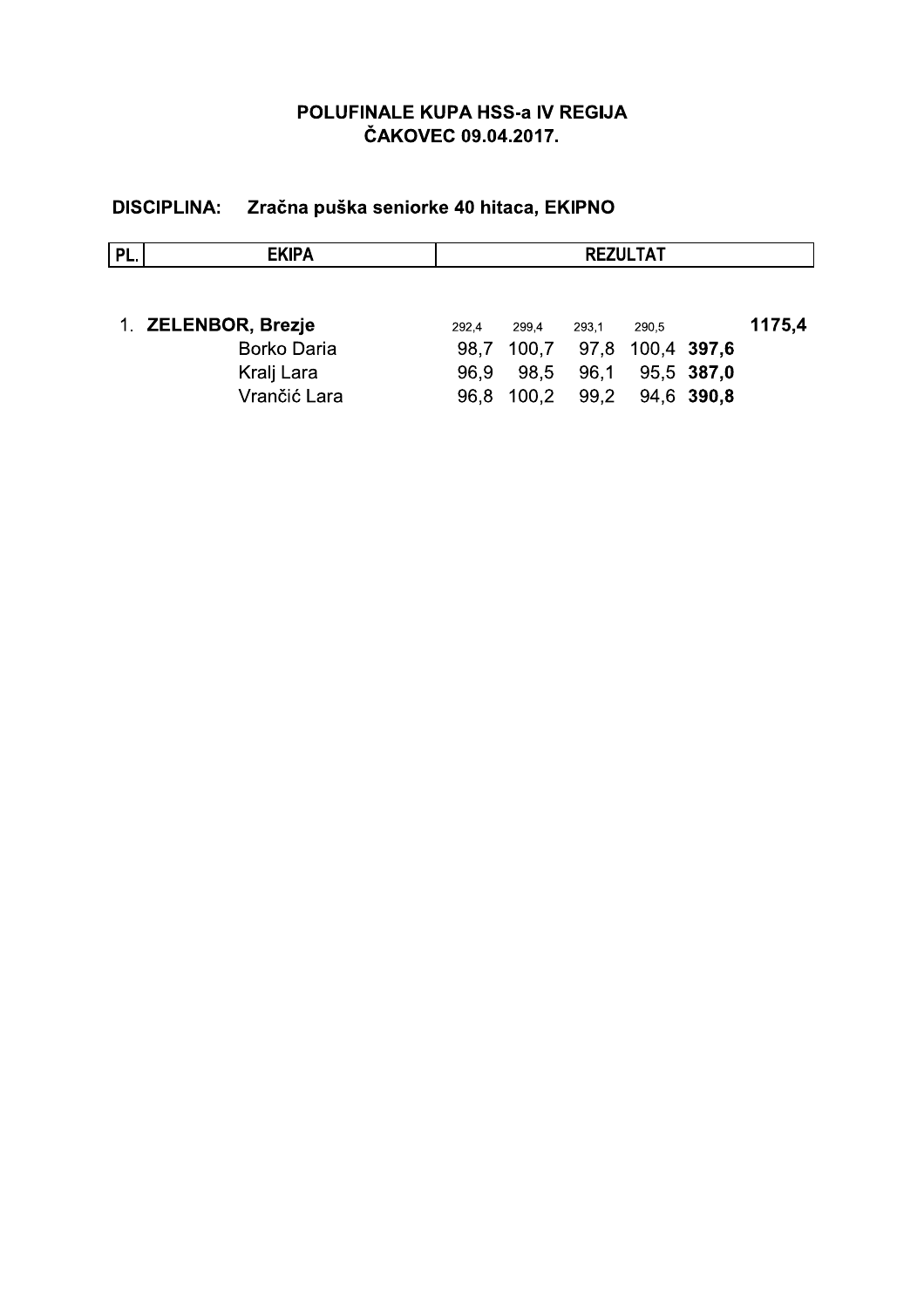# POLUFINALE KUPA HSS-a IV REGIJA
## ČAKOVEC 09.04.2017.

**DISCIPLINA:** **Zračna puška seniorke 40 hitaca, EKIPNO**

| PL. | EKIPA | REZULTAT | | | | | |
|---|---|---|---|---|---|---|---|
| 1. | **ZELENBOR, Brezje** | 292,4 | 299,4 | 293,1 | 290,5 | | **1175,4** |
| | Borko Daria | 98,7 | 100,7 | 97,8 | 100,4 | **397,6** | |
| | Kralj Lara | 96,9 | 98,5 | 96,1 | 95,5 | **387,0** | |
| | Vrančić Lara | 96,8 | 100,2 | 99,2 | 94,6 | **390,8** | |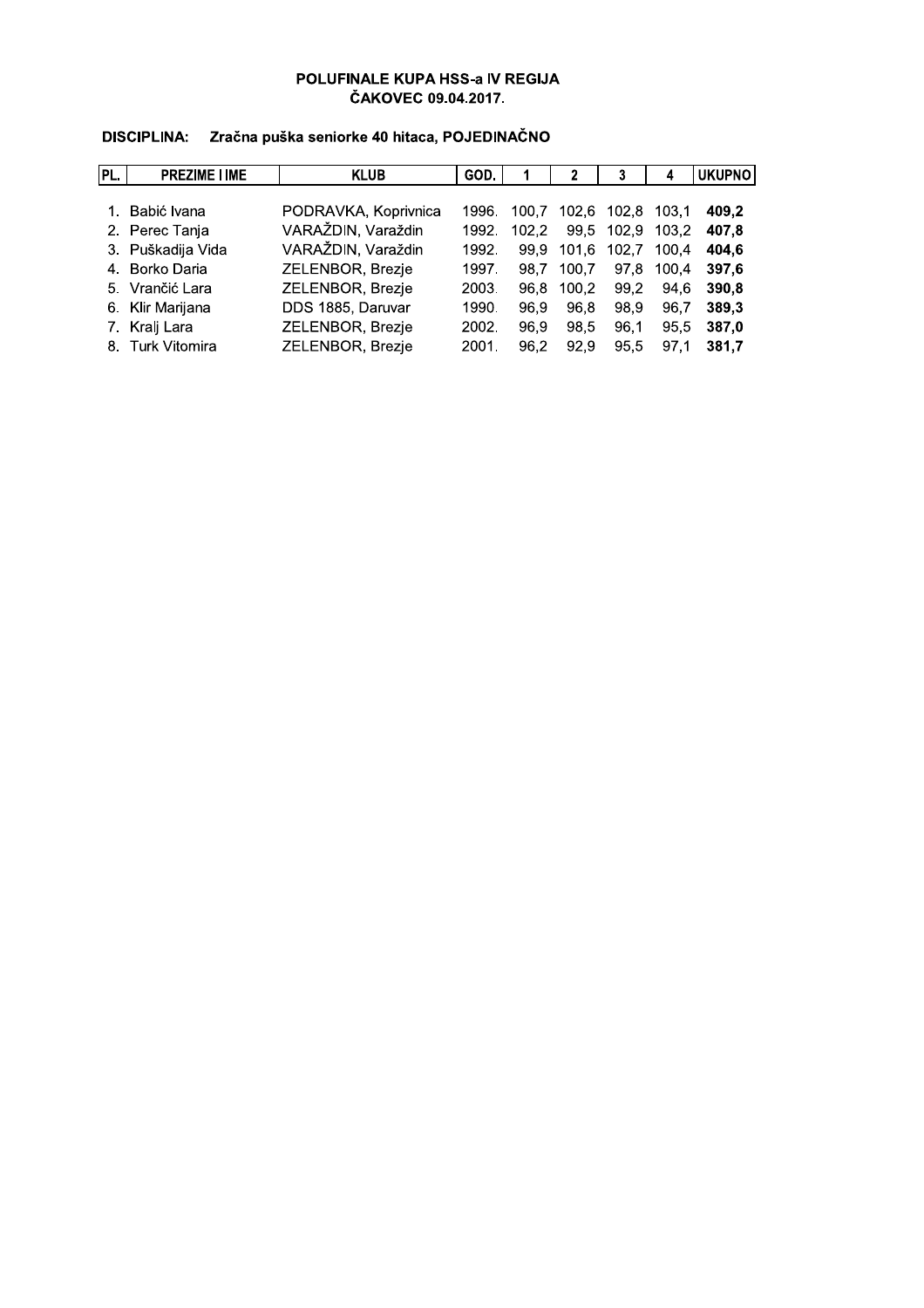**POLUFINALE KUPA HSS-a IV REGIJA**
**ČAKOVEC 09.04.2017.**

**DISCIPLINA: Zračna puška seniorke 40 hitaca, POJEDINAČNO**

| PL. | PREZIME I IME | KLUB | GOD. | 1 | 2 | 3 | 4 | UKUPNO |
|---|---|---|---|---|---|---|---|---|
| 1. | Babić Ivana | PODRAVKA, Koprivnica | 1996. | 100,7 | 102,6 | 102,8 | 103,1 | **409,2** |
| 2. | Perec Tanja | VARAŽDIN, Varaždin | 1992. | 102,2 | 99,5 | 102,9 | 103,2 | **407,8** |
| 3. | Puškadija Vida | VARAŽDIN, Varaždin | 1992. | 99,9 | 101,6 | 102,7 | 100,4 | **404,6** |
| 4. | Borko Daria | ZELENBOR, Brezje | 1997. | 98,7 | 100,7 | 97,8 | 100,4 | **397,6** |
| 5. | Vrančić Lara | ZELENBOR, Brezje | 2003. | 96,8 | 100,2 | 99,2 | 94,6 | **390,8** |
| 6. | Klir Marijana | DDS 1885, Daruvar | 1990. | 96,9 | 96,8 | 98,9 | 96,7 | **389,3** |
| 7. | Kralj Lara | ZELENBOR, Brezje | 2002. | 96,9 | 98,5 | 96,1 | 95,5 | **387,0** |
| 8. | Turk Vitomira | ZELENBOR, Brezje | 2001. | 96,2 | 92,9 | 95,5 | 97,1 | **381,7** |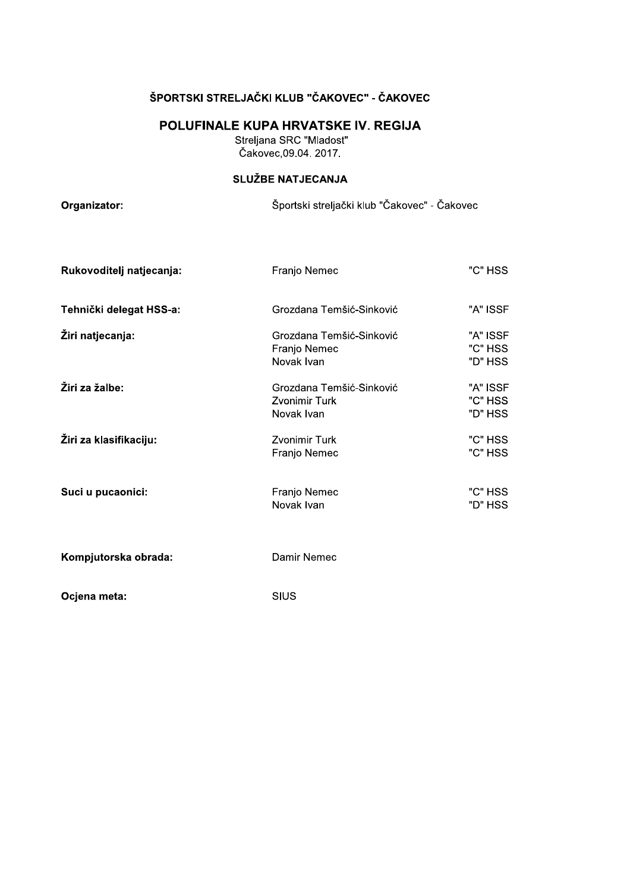### ŠPORTSKI STRELJAČKI KLUB "ČAKOVEC" - ČAKOVEC

## POLUFINALE KUPA HRVATSKE IV. REGIJA

Streljana SRC "Mladost"
Čakovec,09.04. 2017.

### SLUŽBE NATJECANJA

| | | |
|---|---|---|
| **Organizator:** | Športski streljački klub "Čakovec" - Čakovec | |
| **Rukovoditelj natjecanja:** | Franjo Nemec | "C" HSS |
| **Tehnički delegat HSS-a:** | Grozdana Temšić-Sinković | "A" ISSF |
| **Žiri natjecanja:** | Grozdana Temšić-Sinković | "A" ISSF |
| | Franjo Nemec | "C" HSS |
| | Novak Ivan | "D" HSS |
| **Žiri za žalbe:** | Grozdana Temšić-Sinković | "A" ISSF |
| | Zvonimir Turk | "C" HSS |
| | Novak Ivan | "D" HSS |
| **Žiri za klasifikaciju:** | Zvonimir Turk | "C" HSS |
| | Franjo Nemec | "C" HSS |
| **Suci u pucaonici:** | Franjo Nemec | "C" HSS |
| | Novak Ivan | "D" HSS |
| **Kompjutorska obrada:** | Damir Nemec | |
| **Ocjena meta:** | SIUS | |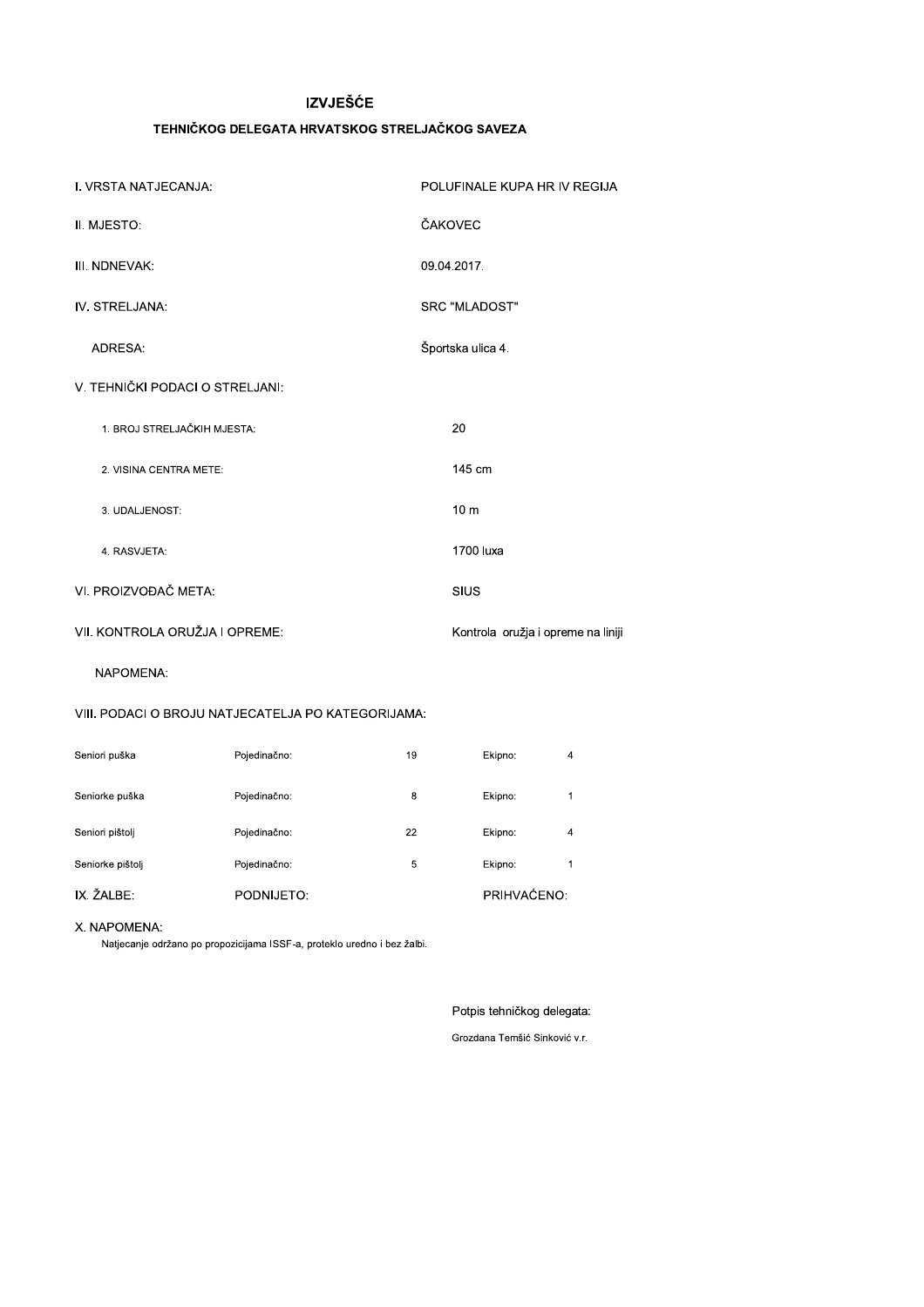# IZVJEŠĆE

## TEHNIČKOG DELEGATA HRVATSKOG STRELJAČKOG SAVEZA

I. VRSTA NATJECANJA: POLUFINALE KUPA HR IV REGIJA

II. MJESTO: ČAKOVEC

III. NDNEVAK: 09.04.2017.

IV. STRELJANA: SRC "MLADOST"

ADRESA: Športska ulica 4.

V. TEHNIČKI PODACI O STRELJANI:

1. BROJ STRELJAČKIH MJESTA: 20
2. VISINA CENTRA METE: 145 cm
3. UDALJENOST: 10 m
4. RASVJETA: 1700 luxa

VI. PROIZVOĐAČ META: SIUS

VII. KONTROLA ORUŽJA I OPREME: Kontrola oružja i opreme na liniji

NAPOMENA:

VIII. PODACI O BROJU NATJECATELJA PO KATEGORIJAMA:

| | | | | |
|---|---|---|---|---|
| Seniori puška | Pojedinačno: | 19 | Ekipno: | 4 |
| Seniorke puška | Pojedinačno: | 8 | Ekipno: | 1 |
| Seniori pištolj | Pojedinačno: | 22 | Ekipno: | 4 |
| Seniorke pištolj | Pojedinačno: | 5 | Ekipno: | 1 |

IX. ŽALBE: PODNIJETO: PRIHVAĆENO:

X. NAPOMENA:

Natjecanje održano po propozicijama ISSF-a, proteklo uredno i bez žalbi.

Potpis tehničkog delegata:

Grozdana Temšić Sinković v.r.